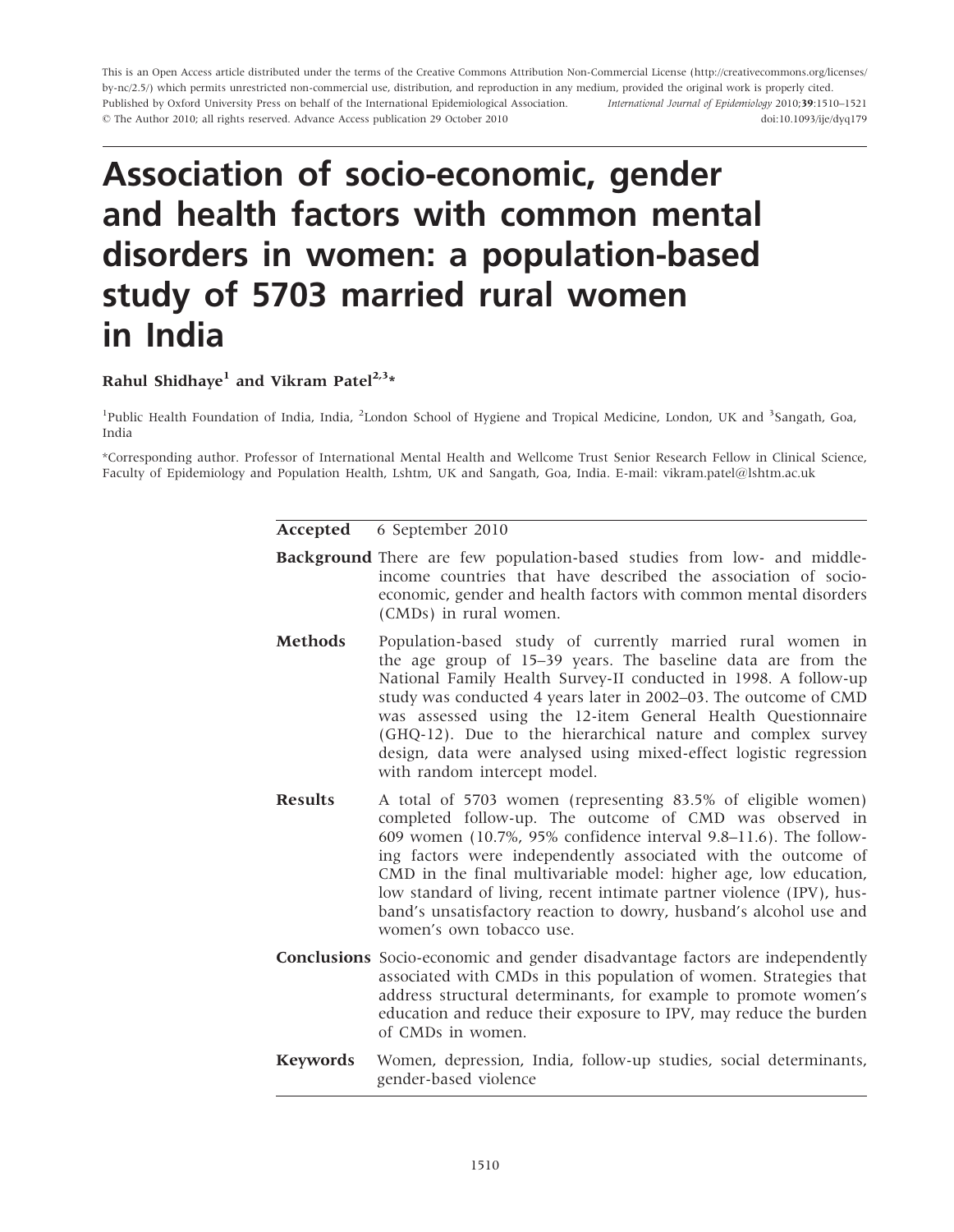This is an Open Access article distributed under the terms of the Creative Commons Attribution Non-Commercial License (http://creativecommons.org/licenses/by-nc/2.5/) which permits unrestricted non-commercial use, distribution, and reproduction in any medium, provided the original work is properly cited.

Published by Oxford University Press on behalf of the International Epidemiological Association. *International Journal of Epidemiology* 2010;**39**:1510–1521

© The Author 2010; all rights reserved. Advance Access publication 29 October 2010 doi:10.1093/ije/dyq179

# Association of socio-economic, gender and health factors with common mental disorders in women: a population-based study of 5703 married rural women in India

**Rahul Shidhaye[1] and Vikram Patel[2,3]***

[1]Public Health Foundation of India, India, [2]London School of Hygiene and Tropical Medicine, London, UK and [3]Sangath, Goa, India

*Corresponding author. Professor of International Mental Health and Wellcome Trust Senior Research Fellow in Clinical Science, Faculty of Epidemiology and Population Health, Lshtm, UK and Sangath, Goa, India. E-mail: vikram.patel@lshtm.ac.uk

**Accepted** 6 September 2010

**Background** There are few population-based studies from low- and middle-income countries that have described the association of socio-economic, gender and health factors with common mental disorders (CMDs) in rural women.

**Methods** Population-based study of currently married rural women in the age group of 15–39 years. The baseline data are from the National Family Health Survey-II conducted in 1998. A follow-up study was conducted 4 years later in 2002–03. The outcome of CMD was assessed using the 12-item General Health Questionnaire (GHQ-12). Due to the hierarchical nature and complex survey design, data were analysed using mixed-effect logistic regression with random intercept model.

**Results** A total of 5703 women (representing 83.5% of eligible women) completed follow-up. The outcome of CMD was observed in 609 women (10.7%, 95% confidence interval 9.8–11.6). The following factors were independently associated with the outcome of CMD in the final multivariable model: higher age, low education, low standard of living, recent intimate partner violence (IPV), husband's unsatisfactory reaction to dowry, husband's alcohol use and women's own tobacco use.

**Conclusions** Socio-economic and gender disadvantage factors are independently associated with CMDs in this population of women. Strategies that address structural determinants, for example to promote women's education and reduce their exposure to IPV, may reduce the burden of CMDs in women.

**Keywords** Women, depression, India, follow-up studies, social determinants, gender-based violence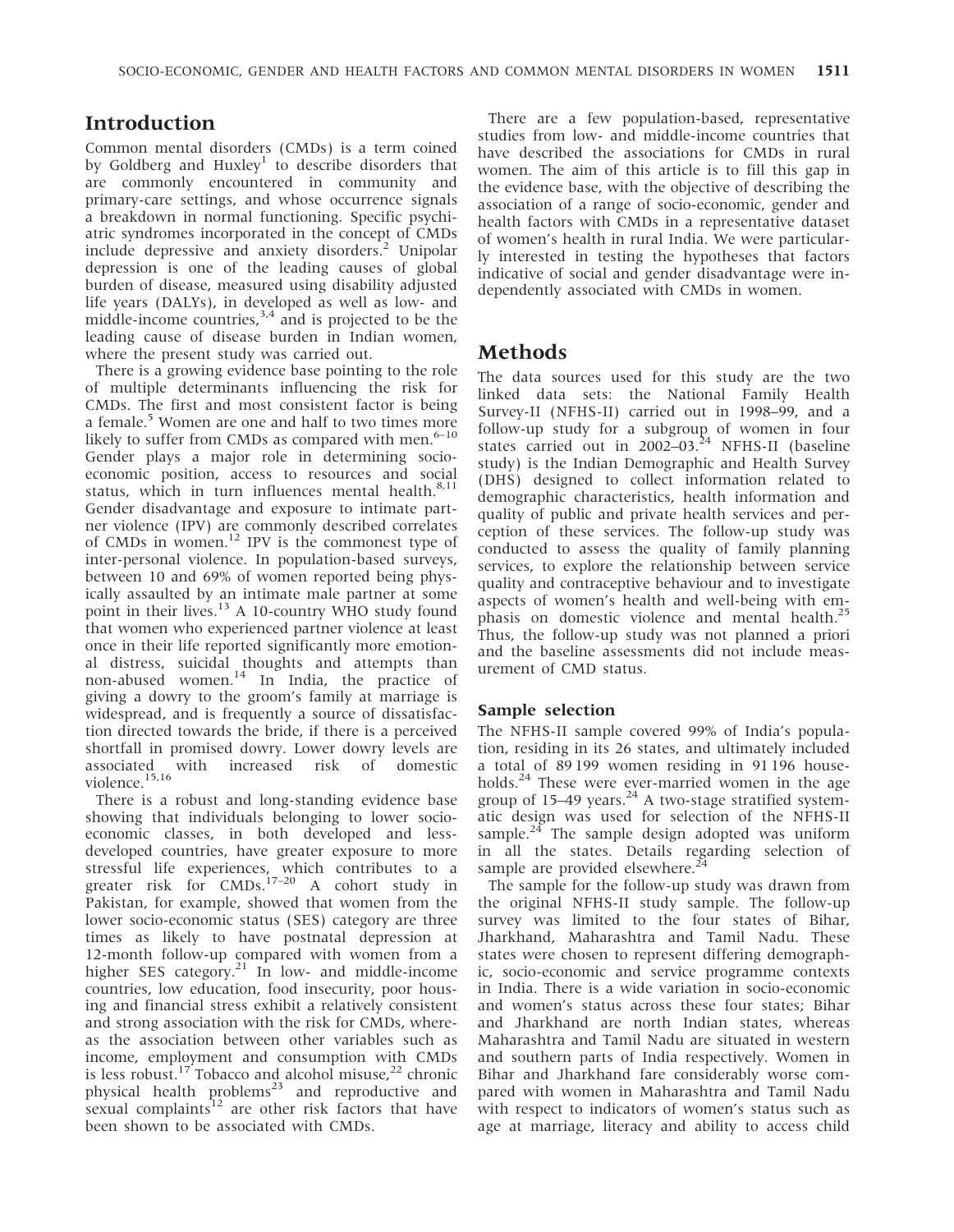## Introduction

Common mental disorders (CMDs) is a term coined by Goldberg and Huxley[1] to describe disorders that are commonly encountered in community and primary-care settings, and whose occurrence signals a breakdown in normal functioning. Specific psychiatric syndromes incorporated in the concept of CMDs include depressive and anxiety disorders.[2] Unipolar depression is one of the leading causes of global burden of disease, measured using disability adjusted life years (DALYs), in developed as well as low- and middle-income countries,[3,4] and is projected to be the leading cause of disease burden in Indian women, where the present study was carried out.

There is a growing evidence base pointing to the role of multiple determinants influencing the risk for CMDs. The first and most consistent factor is being a female.[5] Women are one and half to two times more likely to suffer from CMDs as compared with men.[6–10] Gender plays a major role in determining socio-economic position, access to resources and social status, which in turn influences mental health.[8,11] Gender disadvantage and exposure to intimate partner violence (IPV) are commonly described correlates of CMDs in women.[12] IPV is the commonest type of inter-personal violence. In population-based surveys, between 10 and 69% of women reported being physically assaulted by an intimate male partner at some point in their lives.[13] A 10-country WHO study found that women who experienced partner violence at least once in their life reported significantly more emotional distress, suicidal thoughts and attempts than non-abused women.[14] In India, the practice of giving a dowry to the groom's family at marriage is widespread, and is frequently a source of dissatisfaction directed towards the bride, if there is a perceived shortfall in promised dowry. Lower dowry levels are associated with increased risk of domestic violence.[15,16]

There is a robust and long-standing evidence base showing that individuals belonging to lower socio-economic classes, in both developed and less-developed countries, have greater exposure to more stressful life experiences, which contributes to a greater risk for CMDs.[17–20] A cohort study in Pakistan, for example, showed that women from the lower socio-economic status (SES) category are three times as likely to have postnatal depression at 12-month follow-up compared with women from a higher SES category.[21] In low- and middle-income countries, low education, food insecurity, poor housing and financial stress exhibit a relatively consistent and strong association with the risk for CMDs, whereas the association between other variables such as income, employment and consumption with CMDs is less robust.[17] Tobacco and alcohol misuse,[22] chronic physical health problems[23] and reproductive and sexual complaints[12] are other risk factors that have been shown to be associated with CMDs.

There are a few population-based, representative studies from low- and middle-income countries that have described the associations for CMDs in rural women. The aim of this article is to fill this gap in the evidence base, with the objective of describing the association of a range of socio-economic, gender and health factors with CMDs in a representative dataset of women's health in rural India. We were particularly interested in testing the hypotheses that factors indicative of social and gender disadvantage were independently associated with CMDs in women.

## Methods

The data sources used for this study are the two linked data sets: the National Family Health Survey-II (NFHS-II) carried out in 1998–99, and a follow-up study for a subgroup of women in four states carried out in 2002–03.[24] NFHS-II (baseline study) is the Indian Demographic and Health Survey (DHS) designed to collect information related to demographic characteristics, health information and quality of public and private health services and perception of these services. The follow-up study was conducted to assess the quality of family planning services, to explore the relationship between service quality and contraceptive behaviour and to investigate aspects of women's health and well-being with emphasis on domestic violence and mental health.[25] Thus, the follow-up study was not planned a priori and the baseline assessments did not include measurement of CMD status.

### Sample selection

The NFHS-II sample covered 99% of India's population, residing in its 26 states, and ultimately included a total of 89 199 women residing in 91 196 households.[24] These were ever-married women in the age group of 15–49 years.[24] A two-stage stratified systematic design was used for selection of the NFHS-II sample.[24] The sample design adopted was uniform in all the states. Details regarding selection of sample are provided elsewhere.[24]

The sample for the follow-up study was drawn from the original NFHS-II study sample. The follow-up survey was limited to the four states of Bihar, Jharkhand, Maharashtra and Tamil Nadu. These states were chosen to represent differing demographic, socio-economic and service programme contexts in India. There is a wide variation in socio-economic and women's status across these four states; Bihar and Jharkhand are north Indian states, whereas Maharashtra and Tamil Nadu are situated in western and southern parts of India respectively. Women in Bihar and Jharkhand fare considerably worse compared with women in Maharashtra and Tamil Nadu with respect to indicators of women's status such as age at marriage, literacy and ability to access child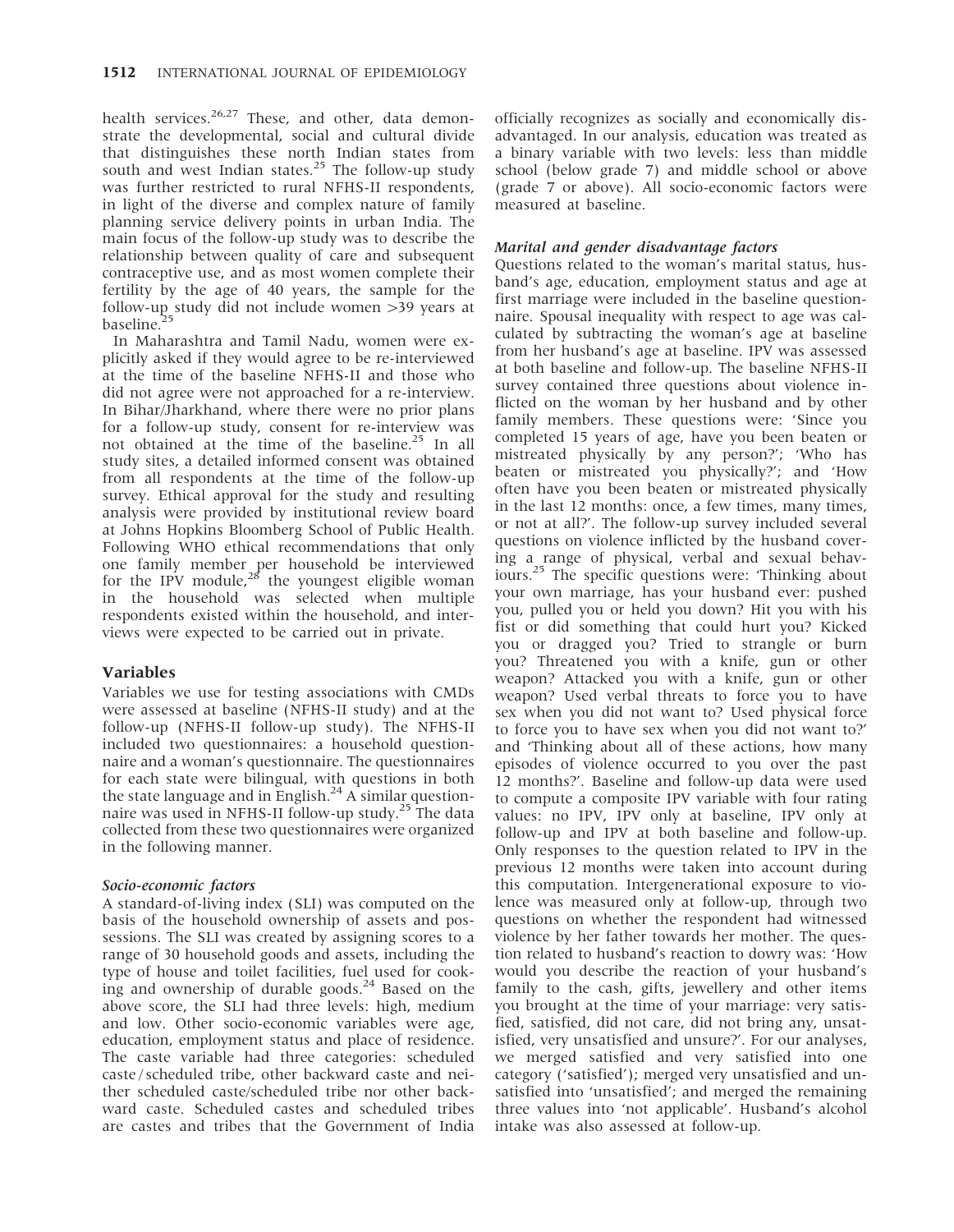health services.[26,27] These, and other, data demonstrate the developmental, social and cultural divide that distinguishes these north Indian states from south and west Indian states.[25] The follow-up study was further restricted to rural NFHS-II respondents, in light of the diverse and complex nature of family planning service delivery points in urban India. The main focus of the follow-up study was to describe the relationship between quality of care and subsequent contraceptive use, and as most women complete their fertility by the age of 40 years, the sample for the follow-up study did not include women >39 years at baseline.[25]

In Maharashtra and Tamil Nadu, women were explicitly asked if they would agree to be re-interviewed at the time of the baseline NFHS-II and those who did not agree were not approached for a re-interview. In Bihar/Jharkhand, where there were no prior plans for a follow-up study, consent for re-interview was not obtained at the time of the baseline.[25] In all study sites, a detailed informed consent was obtained from all respondents at the time of the follow-up survey. Ethical approval for the study and resulting analysis were provided by institutional review board at Johns Hopkins Bloomberg School of Public Health. Following WHO ethical recommendations that only one family member per household be interviewed for the IPV module,[28] the youngest eligible woman in the household was selected when multiple respondents existed within the household, and interviews were expected to be carried out in private.

## Variables

Variables we use for testing associations with CMDs were assessed at baseline (NFHS-II study) and at the follow-up (NFHS-II follow-up study). The NFHS-II included two questionnaires: a household questionnaire and a woman's questionnaire. The questionnaires for each state were bilingual, with questions in both the state language and in English.[24] A similar questionnaire was used in NFHS-II follow-up study.[25] The data collected from these two questionnaires were organized in the following manner.

### *Socio-economic factors*

A standard-of-living index (SLI) was computed on the basis of the household ownership of assets and possessions. The SLI was created by assigning scores to a range of 30 household goods and assets, including the type of house and toilet facilities, fuel used for cooking and ownership of durable goods.[24] Based on the above score, the SLI had three levels: high, medium and low. Other socio-economic variables were age, education, employment status and place of residence. The caste variable had three categories: scheduled caste / scheduled tribe, other backward caste and neither scheduled caste/scheduled tribe nor other backward caste. Scheduled castes and scheduled tribes are castes and tribes that the Government of India officially recognizes as socially and economically disadvantaged. In our analysis, education was treated as a binary variable with two levels: less than middle school (below grade 7) and middle school or above (grade 7 or above). All socio-economic factors were measured at baseline.

### *Marital and gender disadvantage factors*

Questions related to the woman's marital status, husband's age, education, employment status and age at first marriage were included in the baseline questionnaire. Spousal inequality with respect to age was calculated by subtracting the woman's age at baseline from her husband's age at baseline. IPV was assessed at both baseline and follow-up. The baseline NFHS-II survey contained three questions about violence inflicted on the woman by her husband and by other family members. These questions were: 'Since you completed 15 years of age, have you been beaten or mistreated physically by any person?'; 'Who has beaten or mistreated you physically?'; and 'How often have you been beaten or mistreated physically in the last 12 months: once, a few times, many times, or not at all?'. The follow-up survey included several questions on violence inflicted by the husband covering a range of physical, verbal and sexual behaviours.[25] The specific questions were: 'Thinking about your own marriage, has your husband ever: pushed you, pulled you or held you down? Hit you with his fist or did something that could hurt you? Kicked you or dragged you? Tried to strangle or burn you? Threatened you with a knife, gun or other weapon? Attacked you with a knife, gun or other weapon? Used verbal threats to force you to have sex when you did not want to? Used physical force to force you to have sex when you did not want to?' and 'Thinking about all of these actions, how many episodes of violence occurred to you over the past 12 months?'. Baseline and follow-up data were used to compute a composite IPV variable with four rating values: no IPV, IPV only at baseline, IPV only at follow-up and IPV at both baseline and follow-up. Only responses to the question related to IPV in the previous 12 months were taken into account during this computation. Intergenerational exposure to violence was measured only at follow-up, through two questions on whether the respondent had witnessed violence by her father towards her mother. The question related to husband's reaction to dowry was: 'How would you describe the reaction of your husband's family to the cash, gifts, jewellery and other items you brought at the time of your marriage: very satisfied, satisfied, did not care, did not bring any, unsatisfied, very unsatisfied and unsure?'. For our analyses, we merged satisfied and very satisfied into one category ('satisfied'); merged very unsatisfied and unsatisfied into 'unsatisfied'; and merged the remaining three values into 'not applicable'. Husband's alcohol intake was also assessed at follow-up.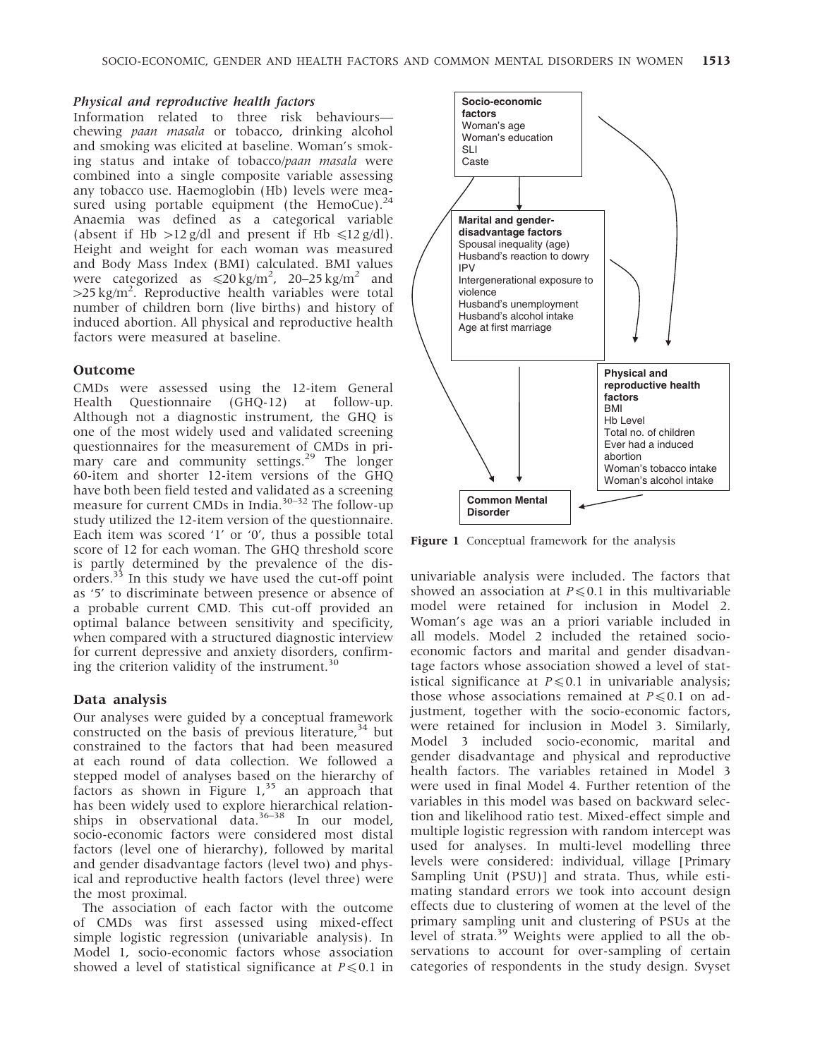### *Physical and reproductive health factors*

Information related to three risk behaviours—chewing *paan masala* or tobacco, drinking alcohol and smoking was elicited at baseline. Woman's smoking status and intake of tobacco/*paan masala* were combined into a single composite variable assessing any tobacco use. Haemoglobin (Hb) levels were measured using portable equipment (the HemoCue).[24] Anaemia was defined as a categorical variable (absent if Hb >12 g/dl and present if Hb ⩽12 g/dl). Height and weight for each woman was measured and Body Mass Index (BMI) calculated. BMI values were categorized as ⩽20 kg/m$^2$, 20–25 kg/m$^2$ and >25 kg/m$^2$. Reproductive health variables were total number of children born (live births) and history of induced abortion. All physical and reproductive health factors were measured at baseline.

## Outcome

CMDs were assessed using the 12-item General Health Questionnaire (GHQ-12) at follow-up. Although not a diagnostic instrument, the GHQ is one of the most widely used and validated screening questionnaires for the measurement of CMDs in primary care and community settings.[29] The longer 60-item and shorter 12-item versions of the GHQ have both been field tested and validated as a screening measure for current CMDs in India.[30–32] The follow-up study utilized the 12-item version of the questionnaire. Each item was scored '1' or '0', thus a possible total score of 12 for each woman. The GHQ threshold score is partly determined by the prevalence of the disorders.[33] In this study we have used the cut-off point as '5' to discriminate between presence or absence of a probable current CMD. This cut-off provided an optimal balance between sensitivity and specificity, when compared with a structured diagnostic interview for current depressive and anxiety disorders, confirming the criterion validity of the instrument.[30]

## Data analysis

Our analyses were guided by a conceptual framework constructed on the basis of previous literature,[34] but constrained to the factors that had been measured at each round of data collection. We followed a stepped model of analyses based on the hierarchy of factors as shown in Figure 1,[35] an approach that has been widely used to explore hierarchical relationships in observational data.[36–38] In our model, socio-economic factors were considered most distal factors (level one of hierarchy), followed by marital and gender disadvantage factors (level two) and physical and reproductive health factors (level three) were the most proximal.

The association of each factor with the outcome of CMDs was first assessed using mixed-effect simple logistic regression (univariable analysis). In Model 1, socio-economic factors whose association showed a level of statistical significance at $P \leqslant 0.1$ in univariable analysis were included. The factors that showed an association at $P \leqslant 0.1$ in this multivariable model were retained for inclusion in Model 2. Woman's age was an a priori variable included in all models. Model 2 included the retained socio-economic factors and marital and gender disadvantage factors whose association showed a level of statistical significance at $P \leqslant 0.1$ in univariable analysis; those whose associations remained at $P \leqslant 0.1$ on adjustment, together with the socio-economic factors, were retained for inclusion in Model 3. Similarly, Model 3 included socio-economic, marital and gender disadvantage and physical and reproductive health factors. The variables retained in Model 3 were used in final Model 4. Further retention of the variables in this model was based on backward selection and likelihood ratio test. Mixed-effect simple and multiple logistic regression with random intercept was used for analyses. In multi-level modelling three levels were considered: individual, village [Primary Sampling Unit (PSU)] and strata. Thus, while estimating standard errors we took into account design effects due to clustering of women at the level of the primary sampling unit and clustering of PSUs at the level of strata.[39] Weights were applied to all the observations to account for over-sampling of certain categories of respondents in the study design. Svyset

**Socio-economic factors**
Woman's age
Woman's education
SLI
Caste

**Marital and gender-disadvantage factors**
Spousal inequality (age)
Husband's reaction to dowry
IPV
Intergenerational exposure to violence
Husband's unemployment
Husband's alcohol intake
Age at first marriage

**Physical and reproductive health factors**
BMI
Hb Level
Total no. of children
Ever had a induced abortion
Woman's tobacco intake
Woman's alcohol intake

**Common Mental Disorder**

**Figure 1** Conceptual framework for the analysis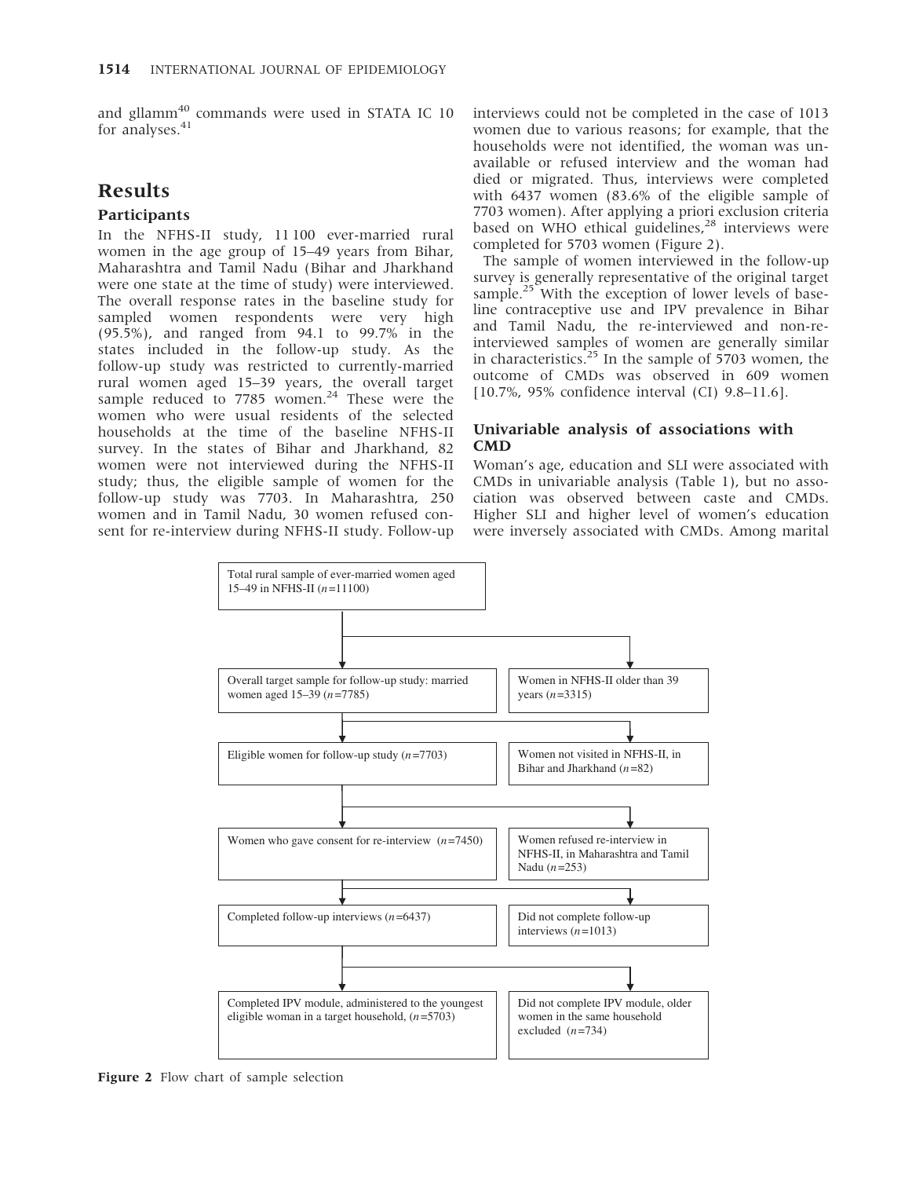and gllamm[40] commands were used in STATA IC 10 for analyses.[41]

## Results

### Participants

In the NFHS-II study, 11 100 ever-married rural women in the age group of 15–49 years from Bihar, Maharashtra and Tamil Nadu (Bihar and Jharkhand were one state at the time of study) were interviewed. The overall response rates in the baseline study for sampled women respondents were very high (95.5%), and ranged from 94.1 to 99.7% in the states included in the follow-up study. As the follow-up study was restricted to currently-married rural women aged 15–39 years, the overall target sample reduced to 7785 women.[24] These were the women who were usual residents of the selected households at the time of the baseline NFHS-II survey. In the states of Bihar and Jharkhand, 82 women were not interviewed during the NFHS-II study; thus, the eligible sample of women for the follow-up study was 7703. In Maharashtra, 250 women and in Tamil Nadu, 30 women refused consent for re-interview during NFHS-II study. Follow-up interviews could not be completed in the case of 1013 women due to various reasons; for example, that the households were not identified, the woman was unavailable or refused interview and the woman had died or migrated. Thus, interviews were completed with 6437 women (83.6% of the eligible sample of 7703 women). After applying a priori exclusion criteria based on WHO ethical guidelines,[28] interviews were completed for 5703 women (Figure 2).

The sample of women interviewed in the follow-up survey is generally representative of the original target sample.[25] With the exception of lower levels of baseline contraceptive use and IPV prevalence in Bihar and Tamil Nadu, the re-interviewed and non-re-interviewed samples of women are generally similar in characteristics.[25] In the sample of 5703 women, the outcome of CMDs was observed in 609 women [10.7%, 95% confidence interval (CI) 9.8–11.6].

### Univariable analysis of associations with CMD

Woman's age, education and SLI were associated with CMDs in univariable analysis (Table 1), but no association was observed between caste and CMDs. Higher SLI and higher level of women's education were inversely associated with CMDs. Among marital

Total rural sample of ever-married women aged 15–49 in NFHS-II ($n$=11100)

Overall target sample for follow-up study: married women aged 15–39 ($n$=7785) — Women in NFHS-II older than 39 years ($n$=3315)

Eligible women for follow-up study ($n$=7703) — Women not visited in NFHS-II, in Bihar and Jharkhand ($n$=82)

Women who gave consent for re-interview ($n$=7450) — Women refused re-interview in NFHS-II, in Maharashtra and Tamil Nadu ($n$=253)

Completed follow-up interviews ($n$=6437) — Did not complete follow-up interviews ($n$=1013)

Completed IPV module, administered to the youngest eligible woman in a target household, ($n$=5703) — Did not complete IPV module, older women in the same household excluded ($n$=734)

**Figure 2** Flow chart of sample selection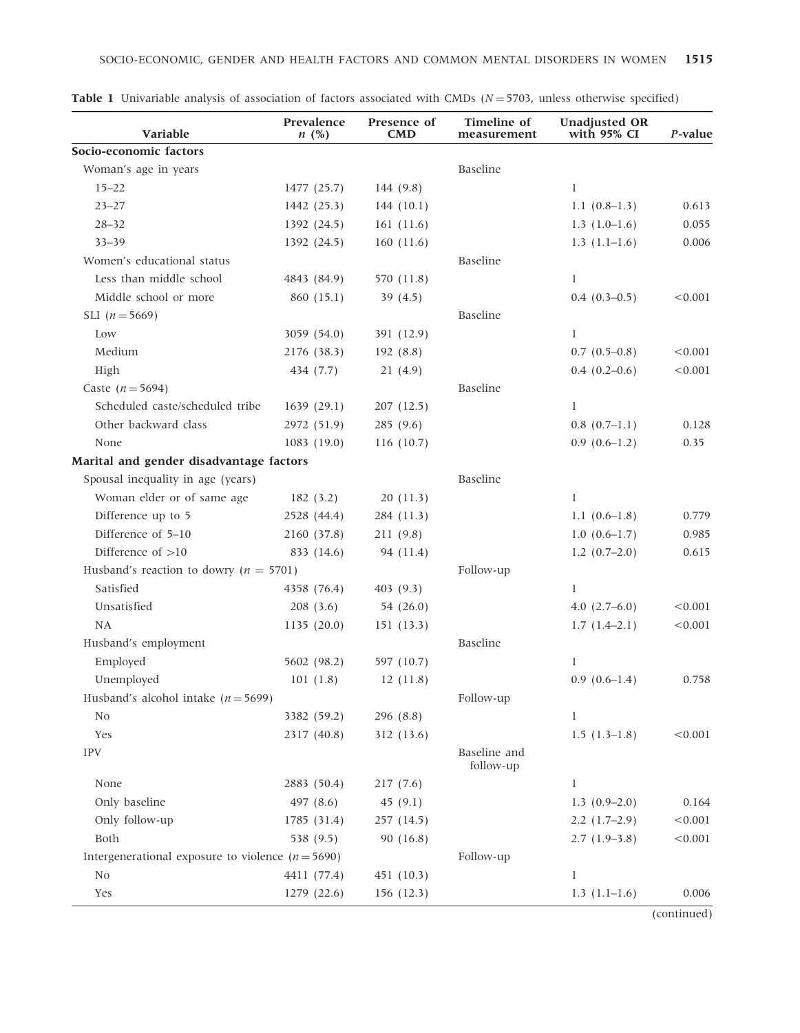**Table 1** Univariable analysis of association of factors associated with CMDs ($N = 5703$, unless otherwise specified)

| Variable | Prevalence *n* (%) | Presence of CMD | Timeline of measurement | Unadjusted OR with 95% CI | *P*-value |
|---|---|---|---|---|---|
| **Socio-economic factors** | | | | | |
| Woman's age in years | | | Baseline | | |
| 15–22 | 1477 (25.7) | 144 (9.8) | | 1 | |
| 23–27 | 1442 (25.3) | 144 (10.1) | | 1.1 (0.8–1.3) | 0.613 |
| 28–32 | 1392 (24.5) | 161 (11.6) | | 1.3 (1.0–1.6) | 0.055 |
| 33–39 | 1392 (24.5) | 160 (11.6) | | 1.3 (1.1–1.6) | 0.006 |
| Women's educational status | | | Baseline | | |
| Less than middle school | 4843 (84.9) | 570 (11.8) | | 1 | |
| Middle school or more | 860 (15.1) | 39 (4.5) | | 0.4 (0.3–0.5) | <0.001 |
| SLI ($n = 5669$) | | | Baseline | | |
| Low | 3059 (54.0) | 391 (12.9) | | 1 | |
| Medium | 2176 (38.3) | 192 (8.8) | | 0.7 (0.5–0.8) | <0.001 |
| High | 434 (7.7) | 21 (4.9) | | 0.4 (0.2–0.6) | <0.001 |
| Caste ($n = 5694$) | | | Baseline | | |
| Scheduled caste/scheduled tribe | 1639 (29.1) | 207 (12.5) | | 1 | |
| Other backward class | 2972 (51.9) | 285 (9.6) | | 0.8 (0.7–1.1) | 0.128 |
| None | 1083 (19.0) | 116 (10.7) | | 0.9 (0.6–1.2) | 0.35 |
| **Marital and gender disadvantage factors** | | | | | |
| Spousal inequality in age (years) | | | Baseline | | |
| Woman elder or of same age | 182 (3.2) | 20 (11.3) | | 1 | |
| Difference up to 5 | 2528 (44.4) | 284 (11.3) | | 1.1 (0.6–1.8) | 0.779 |
| Difference of 5–10 | 2160 (37.8) | 211 (9.8) | | 1.0 (0.6–1.7) | 0.985 |
| Difference of >10 | 833 (14.6) | 94 (11.4) | | 1.2 (0.7–2.0) | 0.615 |
| Husband's reaction to dowry ($n = 5701$) | | | Follow-up | | |
| Satisfied | 4358 (76.4) | 403 (9.3) | | 1 | |
| Unsatisfied | 208 (3.6) | 54 (26.0) | | 4.0 (2.7–6.0) | <0.001 |
| NA | 1135 (20.0) | 151 (13.3) | | 1.7 (1.4–2.1) | <0.001 |
| Husband's employment | | | Baseline | | |
| Employed | 5602 (98.2) | 597 (10.7) | | 1 | |
| Unemployed | 101 (1.8) | 12 (11.8) | | 0.9 (0.6–1.4) | 0.758 |
| Husband's alcohol intake ($n = 5699$) | | | Follow-up | | |
| No | 3382 (59.2) | 296 (8.8) | | 1 | |
| Yes | 2317 (40.8) | 312 (13.6) | | 1.5 (1.3–1.8) | <0.001 |
| IPV | | | Baseline and follow-up | | |
| None | 2883 (50.4) | 217 (7.6) | | 1 | |
| Only baseline | 497 (8.6) | 45 (9.1) | | 1.3 (0.9–2.0) | 0.164 |
| Only follow-up | 1785 (31.4) | 257 (14.5) | | 2.2 (1.7–2.9) | <0.001 |
| Both | 538 (9.5) | 90 (16.8) | | 2.7 (1.9–3.8) | <0.001 |
| Intergenerational exposure to violence ($n = 5690$) | | | Follow-up | | |
| No | 4411 (77.4) | 451 (10.3) | | 1 | |
| Yes | 1279 (22.6) | 156 (12.3) | | 1.3 (1.1–1.6) | 0.006 |

(continued)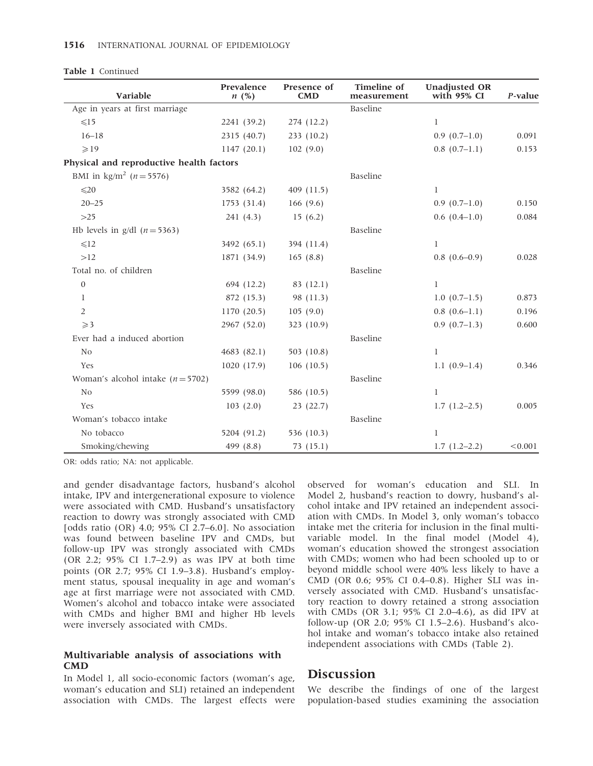**Table 1** Continued

| Variable | Prevalence n (%) | Presence of CMD | Timeline of measurement | Unadjusted OR with 95% CI | P-value |
|---|---|---|---|---|---|
| Age in years at first marriage | | | Baseline | | |
| ⩽15 | 2241 (39.2) | 274 (12.2) | | 1 | |
| 16–18 | 2315 (40.7) | 233 (10.2) | | 0.9 (0.7–1.0) | 0.091 |
| ⩾19 | 1147 (20.1) | 102 (9.0) | | 0.8 (0.7–1.1) | 0.153 |
| **Physical and reproductive health factors** | | | | | |
| BMI in kg/m$^2$ (n = 5576) | | | Baseline | | |
| ⩽20 | 3582 (64.2) | 409 (11.5) | | 1 | |
| 20–25 | 1753 (31.4) | 166 (9.6) | | 0.9 (0.7–1.0) | 0.150 |
| >25 | 241 (4.3) | 15 (6.2) | | 0.6 (0.4–1.0) | 0.084 |
| Hb levels in g/dl (n = 5363) | | | Baseline | | |
| ⩽12 | 3492 (65.1) | 394 (11.4) | | 1 | |
| >12 | 1871 (34.9) | 165 (8.8) | | 0.8 (0.6–0.9) | 0.028 |
| Total no. of children | | | Baseline | | |
| 0 | 694 (12.2) | 83 (12.1) | | 1 | |
| 1 | 872 (15.3) | 98 (11.3) | | 1.0 (0.7–1.5) | 0.873 |
| 2 | 1170 (20.5) | 105 (9.0) | | 0.8 (0.6–1.1) | 0.196 |
| ⩾3 | 2967 (52.0) | 323 (10.9) | | 0.9 (0.7–1.3) | 0.600 |
| Ever had a induced abortion | | | Baseline | | |
| No | 4683 (82.1) | 503 (10.8) | | 1 | |
| Yes | 1020 (17.9) | 106 (10.5) | | 1.1 (0.9–1.4) | 0.346 |
| Woman's alcohol intake (n = 5702) | | | Baseline | | |
| No | 5599 (98.0) | 586 (10.5) | | 1 | |
| Yes | 103 (2.0) | 23 (22.7) | | 1.7 (1.2–2.5) | 0.005 |
| Woman's tobacco intake | | | Baseline | | |
| No tobacco | 5204 (91.2) | 536 (10.3) | | 1 | |
| Smoking/chewing | 499 (8.8) | 73 (15.1) | | 1.7 (1.2–2.2) | <0.001 |

OR: odds ratio; NA: not applicable.

and gender disadvantage factors, husband's alcohol intake, IPV and intergenerational exposure to violence were associated with CMD. Husband's unsatisfactory reaction to dowry was strongly associated with CMD [odds ratio (OR) 4.0; 95% CI 2.7–6.0]. No association was found between baseline IPV and CMDs, but follow-up IPV was strongly associated with CMDs (OR 2.2; 95% CI 1.7–2.9) as was IPV at both time points (OR 2.7; 95% CI 1.9–3.8). Husband's employment status, spousal inequality in age and woman's age at first marriage were not associated with CMD. Women's alcohol and tobacco intake were associated with CMDs and higher BMI and higher Hb levels were inversely associated with CMDs.

### Multivariable analysis of associations with CMD

In Model 1, all socio-economic factors (woman's age, woman's education and SLI) retained an independent association with CMDs. The largest effects were observed for woman's education and SLI. In Model 2, husband's reaction to dowry, husband's alcohol intake and IPV retained an independent association with CMDs. In Model 3, only woman's tobacco intake met the criteria for inclusion in the final multivariable model. In the final model (Model 4), woman's education showed the strongest association with CMDs; women who had been schooled up to or beyond middle school were 40% less likely to have a CMD (OR 0.6; 95% CI 0.4–0.8). Higher SLI was inversely associated with CMD. Husband's unsatisfactory reaction to dowry retained a strong association with CMDs (OR 3.1; 95% CI 2.0–4.6), as did IPV at follow-up (OR 2.0; 95% CI 1.5–2.6). Husband's alcohol intake and woman's tobacco intake also retained independent associations with CMDs (Table 2).

## Discussion

We describe the findings of one of the largest population-based studies examining the association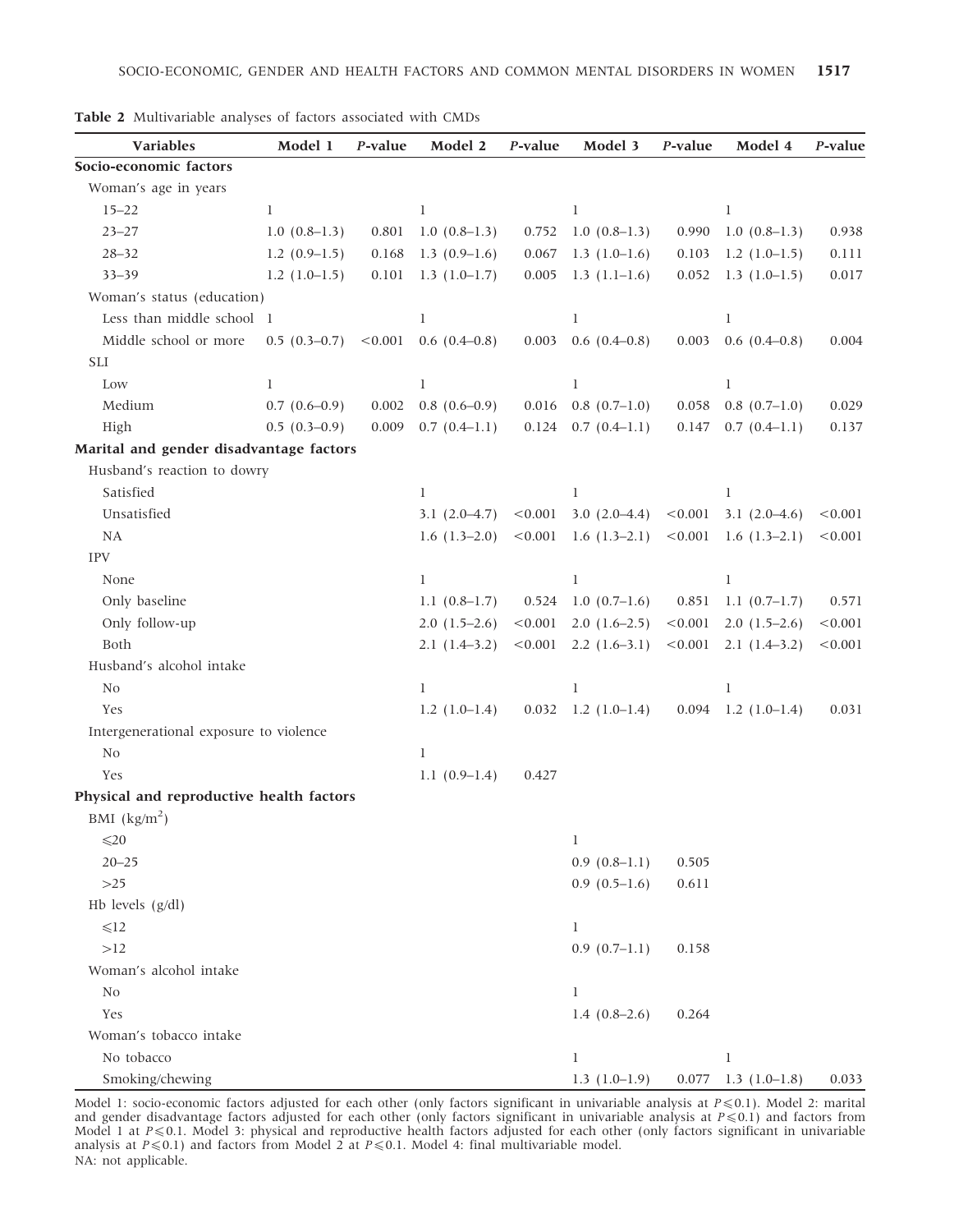**Table 2** Multivariable analyses of factors associated with CMDs

| Variables | Model 1 | *P*-value | Model 2 | *P*-value | Model 3 | *P*-value | Model 4 | *P*-value |
|---|---|---|---|---|---|---|---|---|
| **Socio-economic factors** | | | | | | | | |
| Woman's age in years | | | | | | | | |
| 15–22 | 1 | | 1 | | 1 | | 1 | |
| 23–27 | 1.0 (0.8–1.3) | 0.801 | 1.0 (0.8–1.3) | 0.752 | 1.0 (0.8–1.3) | 0.990 | 1.0 (0.8–1.3) | 0.938 |
| 28–32 | 1.2 (0.9–1.5) | 0.168 | 1.3 (0.9–1.6) | 0.067 | 1.3 (1.0–1.6) | 0.103 | 1.2 (1.0–1.5) | 0.111 |
| 33–39 | 1.2 (1.0–1.5) | 0.101 | 1.3 (1.0–1.7) | 0.005 | 1.3 (1.1–1.6) | 0.052 | 1.3 (1.0–1.5) | 0.017 |
| Woman's status (education) | | | | | | | | |
| Less than middle school | 1 | | 1 | | 1 | | 1 | |
| Middle school or more | 0.5 (0.3–0.7) | <0.001 | 0.6 (0.4–0.8) | 0.003 | 0.6 (0.4–0.8) | 0.003 | 0.6 (0.4–0.8) | 0.004 |
| SLI | | | | | | | | |
| Low | 1 | | 1 | | 1 | | 1 | |
| Medium | 0.7 (0.6–0.9) | 0.002 | 0.8 (0.6–0.9) | 0.016 | 0.8 (0.7–1.0) | 0.058 | 0.8 (0.7–1.0) | 0.029 |
| High | 0.5 (0.3–0.9) | 0.009 | 0.7 (0.4–1.1) | 0.124 | 0.7 (0.4–1.1) | 0.147 | 0.7 (0.4–1.1) | 0.137 |
| **Marital and gender disadvantage factors** | | | | | | | | |
| Husband's reaction to dowry | | | | | | | | |
| Satisfied | | | 1 | | 1 | | 1 | |
| Unsatisfied | | | 3.1 (2.0–4.7) | <0.001 | 3.0 (2.0–4.4) | <0.001 | 3.1 (2.0–4.6) | <0.001 |
| NA | | | 1.6 (1.3–2.0) | <0.001 | 1.6 (1.3–2.1) | <0.001 | 1.6 (1.3–2.1) | <0.001 |
| IPV | | | | | | | | |
| None | | | 1 | | 1 | | 1 | |
| Only baseline | | | 1.1 (0.8–1.7) | 0.524 | 1.0 (0.7–1.6) | 0.851 | 1.1 (0.7–1.7) | 0.571 |
| Only follow-up | | | 2.0 (1.5–2.6) | <0.001 | 2.0 (1.6–2.5) | <0.001 | 2.0 (1.5–2.6) | <0.001 |
| Both | | | 2.1 (1.4–3.2) | <0.001 | 2.2 (1.6–3.1) | <0.001 | 2.1 (1.4–3.2) | <0.001 |
| Husband's alcohol intake | | | | | | | | |
| No | | | 1 | | 1 | | 1 | |
| Yes | | | 1.2 (1.0–1.4) | 0.032 | 1.2 (1.0–1.4) | 0.094 | 1.2 (1.0–1.4) | 0.031 |
| Intergenerational exposure to violence | | | | | | | | |
| No | | | 1 | | | | | |
| Yes | | | 1.1 (0.9–1.4) | 0.427 | | | | |
| **Physical and reproductive health factors** | | | | | | | | |
| BMI (kg/m$^2$) | | | | | | | | |
| ⩽20 | | | | | 1 | | | |
| 20–25 | | | | | 0.9 (0.8–1.1) | 0.505 | | |
| >25 | | | | | 0.9 (0.5–1.6) | 0.611 | | |
| Hb levels (g/dl) | | | | | | | | |
| ⩽12 | | | | | 1 | | | |
| >12 | | | | | 0.9 (0.7–1.1) | 0.158 | | |
| Woman's alcohol intake | | | | | | | | |
| No | | | | | 1 | | | |
| Yes | | | | | 1.4 (0.8–2.6) | 0.264 | | |
| Woman's tobacco intake | | | | | | | | |
| No tobacco | | | | | 1 | | 1 | |
| Smoking/chewing | | | | | 1.3 (1.0–1.9) | 0.077 | 1.3 (1.0–1.8) | 0.033 |

Model 1: socio-economic factors adjusted for each other (only factors significant in univariable analysis at $P \leqslant 0.1$). Model 2: marital and gender disadvantage factors adjusted for each other (only factors significant in univariable analysis at $P \leqslant 0.1$) and factors from Model 1 at $P \leqslant 0.1$. Model 3: physical and reproductive health factors adjusted for each other (only factors significant in univariable analysis at $P \leqslant 0.1$) and factors from Model 2 at $P \leqslant 0.1$. Model 4: final multivariable model.
NA: not applicable.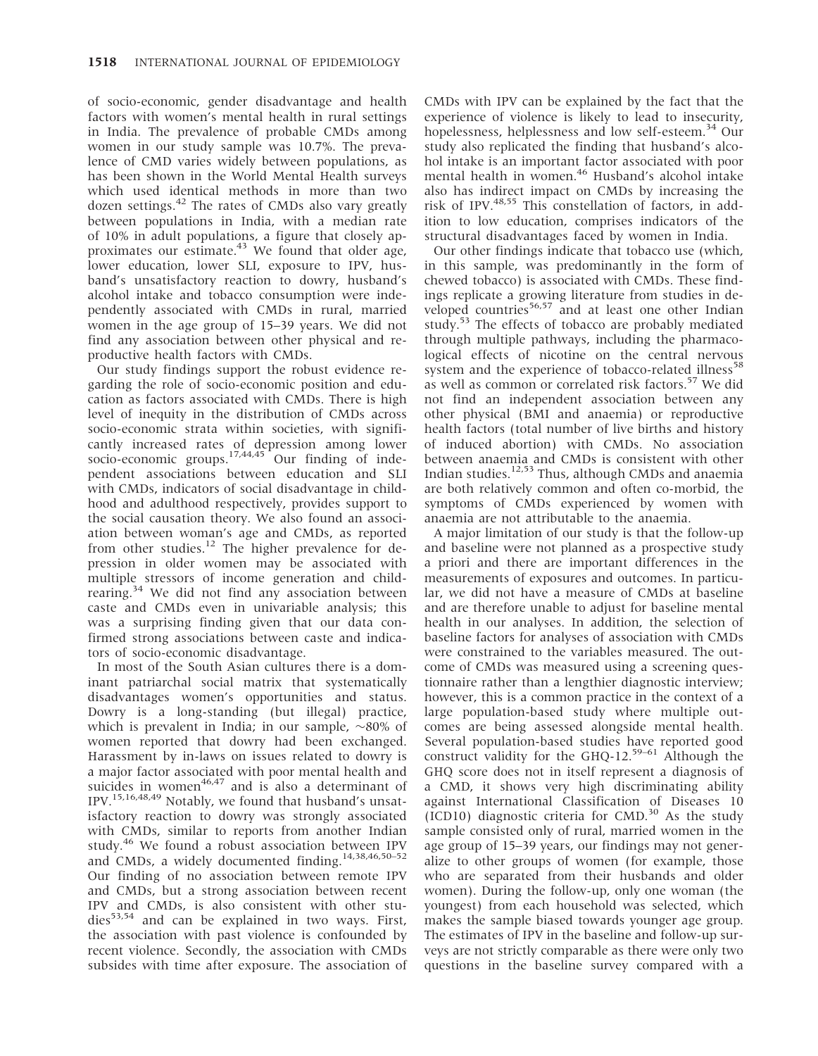of socio-economic, gender disadvantage and health factors with women's mental health in rural settings in India. The prevalence of probable CMDs among women in our study sample was 10.7%. The prevalence of CMD varies widely between populations, as has been shown in the World Mental Health surveys which used identical methods in more than two dozen settings.[42] The rates of CMDs also vary greatly between populations in India, with a median rate of 10% in adult populations, a figure that closely approximates our estimate.[43] We found that older age, lower education, lower SLI, exposure to IPV, husband's unsatisfactory reaction to dowry, husband's alcohol intake and tobacco consumption were independently associated with CMDs in rural, married women in the age group of 15–39 years. We did not find any association between other physical and reproductive health factors with CMDs.

Our study findings support the robust evidence regarding the role of socio-economic position and education as factors associated with CMDs. There is high level of inequity in the distribution of CMDs across socio-economic strata within societies, with significantly increased rates of depression among lower socio-economic groups.[17,44,45] Our finding of independent associations between education and SLI with CMDs, indicators of social disadvantage in childhood and adulthood respectively, provides support to the social causation theory. We also found an association between woman's age and CMDs, as reported from other studies.[12] The higher prevalence for depression in older women may be associated with multiple stressors of income generation and child-rearing.[34] We did not find any association between caste and CMDs even in univariable analysis; this was a surprising finding given that our data confirmed strong associations between caste and indicators of socio-economic disadvantage.

In most of the South Asian cultures there is a dominant patriarchal social matrix that systematically disadvantages women's opportunities and status. Dowry is a long-standing (but illegal) practice, which is prevalent in India; in our sample, ~80% of women reported that dowry had been exchanged. Harassment by in-laws on issues related to dowry is a major factor associated with poor mental health and suicides in women[46,47] and is also a determinant of IPV.[15,16,48,49] Notably, we found that husband's unsatisfactory reaction to dowry was strongly associated with CMDs, similar to reports from another Indian study.[46] We found a robust association between IPV and CMDs, a widely documented finding.[14,38,46,50–52] Our finding of no association between remote IPV and CMDs, but a strong association between recent IPV and CMDs, is also consistent with other studies[53,54] and can be explained in two ways. First, the association with past violence is confounded by recent violence. Secondly, the association with CMDs subsides with time after exposure. The association of CMDs with IPV can be explained by the fact that the experience of violence is likely to lead to insecurity, hopelessness, helplessness and low self-esteem.[34] Our study also replicated the finding that husband's alcohol intake is an important factor associated with poor mental health in women.[46] Husband's alcohol intake also has indirect impact on CMDs by increasing the risk of IPV.[48,55] This constellation of factors, in addition to low education, comprises indicators of the structural disadvantages faced by women in India.

Our other findings indicate that tobacco use (which, in this sample, was predominantly in the form of chewed tobacco) is associated with CMDs. These findings replicate a growing literature from studies in developed countries[56,57] and at least one other Indian study.[53] The effects of tobacco are probably mediated through multiple pathways, including the pharmacological effects of nicotine on the central nervous system and the experience of tobacco-related illness[58] as well as common or correlated risk factors.[57] We did not find an independent association between any other physical (BMI and anaemia) or reproductive health factors (total number of live births and history of induced abortion) with CMDs. No association between anaemia and CMDs is consistent with other Indian studies.[12,53] Thus, although CMDs and anaemia are both relatively common and often co-morbid, the symptoms of CMDs experienced by women with anaemia are not attributable to the anaemia.

A major limitation of our study is that the follow-up and baseline were not planned as a prospective study a priori and there are important differences in the measurements of exposures and outcomes. In particular, we did not have a measure of CMDs at baseline and are therefore unable to adjust for baseline mental health in our analyses. In addition, the selection of baseline factors for analyses of association with CMDs were constrained to the variables measured. The outcome of CMDs was measured using a screening questionnaire rather than a lengthier diagnostic interview; however, this is a common practice in the context of a large population-based study where multiple outcomes are being assessed alongside mental health. Several population-based studies have reported good construct validity for the GHQ-12.[59–61] Although the GHQ score does not in itself represent a diagnosis of a CMD, it shows very high discriminating ability against International Classification of Diseases 10 (ICD10) diagnostic criteria for CMD.[30] As the study sample consisted only of rural, married women in the age group of 15–39 years, our findings may not generalize to other groups of women (for example, those who are separated from their husbands and older women). During the follow-up, only one woman (the youngest) from each household was selected, which makes the sample biased towards younger age group. The estimates of IPV in the baseline and follow-up surveys are not strictly comparable as there were only two questions in the baseline survey compared with a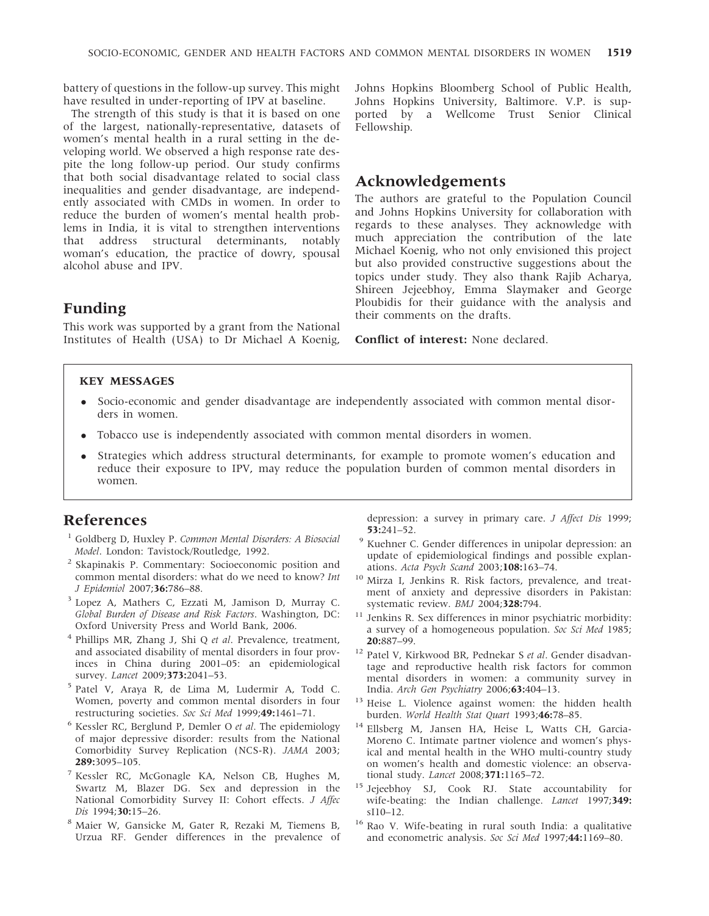battery of questions in the follow-up survey. This might have resulted in under-reporting of IPV at baseline.

The strength of this study is that it is based on one of the largest, nationally-representative, datasets of women's mental health in a rural setting in the developing world. We observed a high response rate despite the long follow-up period. Our study confirms that both social disadvantage related to social class inequalities and gender disadvantage, are independently associated with CMDs in women. In order to reduce the burden of women's mental health problems in India, it is vital to strengthen interventions that address structural determinants, notably woman's education, the practice of dowry, spousal alcohol abuse and IPV.

## Funding

This work was supported by a grant from the National Institutes of Health (USA) to Dr Michael A Koenig, Johns Hopkins Bloomberg School of Public Health, Johns Hopkins University, Baltimore. V.P. is supported by a Wellcome Trust Senior Clinical Fellowship.

## Acknowledgements

The authors are grateful to the Population Council and Johns Hopkins University for collaboration with regards to these analyses. They acknowledge with much appreciation the contribution of the late Michael Koenig, who not only envisioned this project but also provided constructive suggestions about the topics under study. They also thank Rajib Acharya, Shireen Jejeebhoy, Emma Slaymaker and George Ploubidis for their guidance with the analysis and their comments on the drafts.

**Conflict of interest:** None declared.

**KEY MESSAGES**

- Socio-economic and gender disadvantage are independently associated with common mental disorders in women.
- Tobacco use is independently associated with common mental disorders in women.
- Strategies which address structural determinants, for example to promote women's education and reduce their exposure to IPV, may reduce the population burden of common mental disorders in women.

## References

1. Goldberg D, Huxley P. *Common Mental Disorders: A Biosocial Model*. London: Tavistock/Routledge, 1992.
2. Skapinakis P. Commentary: Socioeconomic position and common mental disorders: what do we need to know? *Int J Epidemiol* 2007;**36:**786–88.
3. Lopez A, Mathers C, Ezzati M, Jamison D, Murray C. *Global Burden of Disease and Risk Factors*. Washington, DC: Oxford University Press and World Bank, 2006.
4. Phillips MR, Zhang J, Shi Q *et al*. Prevalence, treatment, and associated disability of mental disorders in four provinces in China during 2001–05: an epidemiological survey. *Lancet* 2009;**373:**2041–53.
5. Patel V, Araya R, de Lima M, Ludermir A, Todd C. Women, poverty and common mental disorders in four restructuring societies. *Soc Sci Med* 1999;**49:**1461–71.
6. Kessler RC, Berglund P, Demler O *et al*. The epidemiology of major depressive disorder: results from the National Comorbidity Survey Replication (NCS-R). *JAMA* 2003; **289:**3095–105.
7. Kessler RC, McGonagle KA, Nelson CB, Hughes M, Swartz M, Blazer DG. Sex and depression in the National Comorbidity Survey II: Cohort effects. *J Affec Dis* 1994;**30:**15–26.
8. Maier W, Gansicke M, Gater R, Rezaki M, Tiemens B, Urzua RF. Gender differences in the prevalence of depression: a survey in primary care. *J Affect Dis* 1999; **53:**241–52.
9. Kuehner C. Gender differences in unipolar depression: an update of epidemiological findings and possible explanations. *Acta Psych Scand* 2003;**108:**163–74.
10. Mirza I, Jenkins R. Risk factors, prevalence, and treatment of anxiety and depressive disorders in Pakistan: systematic review. *BMJ* 2004;**328:**794.
11. Jenkins R. Sex differences in minor psychiatric morbidity: a survey of a homogeneous population. *Soc Sci Med* 1985; **20:**887–99.
12. Patel V, Kirkwood BR, Pednekar S *et al*. Gender disadvantage and reproductive health risk factors for common mental disorders in women: a community survey in India. *Arch Gen Psychiatry* 2006;**63:**404–13.
13. Heise L. Violence against women: the hidden health burden. *World Health Stat Quart* 1993;**46:**78–85.
14. Ellsberg M, Jansen HA, Heise L, Watts CH, Garcia-Moreno C. Intimate partner violence and women's physical and mental health in the WHO multi-country study on women's health and domestic violence: an observational study. *Lancet* 2008;**371:**1165–72.
15. Jejeebhoy SJ, Cook RJ. State accountability for wife-beating: the Indian challenge. *Lancet* 1997;**349:** sI10–12.
16. Rao V. Wife-beating in rural south India: a qualitative and econometric analysis. *Soc Sci Med* 1997;**44:**1169–80.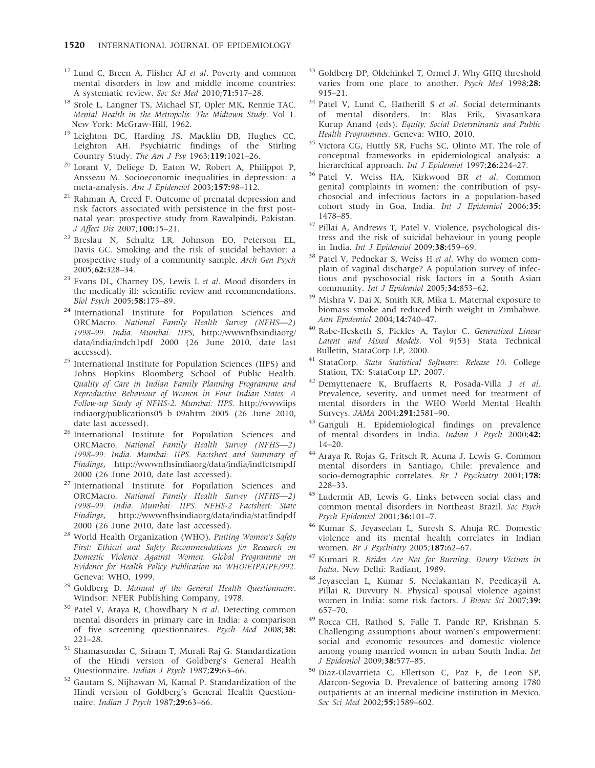17. Lund C, Breen A, Flisher AJ *et al*. Poverty and common mental disorders in low and middle income countries: A systematic review. *Soc Sci Med* 2010;**71:**517–28.
18. Srole L, Langner TS, Michael ST, Opler MK, Rennie TAC. *Mental Health in the Metropolis: The Midtown Study*. Vol 1. New York: McGraw-Hill, 1962.
19. Leighton DC, Harding JS, Macklin DB, Hughes CC, Leighton AH. Psychiatric findings of the Stirling Country Study. *The Am J Psy* 1963;**119:**1021–26.
20. Lorant V, Deliege D, Eaton W, Robert A, Philippot P, Ansseau M. Socioeconomic inequalities in depression: a meta-analysis. *Am J Epidemiol* 2003;**157:**98–112.
21. Rahman A, Creed F. Outcome of prenatal depression and risk factors associated with persistence in the first postnatal year: prospective study from Rawalpindi, Pakistan. *J Affect Dis* 2007;**100:**15–21.
22. Breslau N, Schultz LR, Johnson EO, Peterson EL, Davis GC. Smoking and the risk of suicidal behavior: a prospective study of a community sample. *Arch Gen Psych* 2005;**62:**328–34.
23. Evans DL, Charney DS, Lewis L *et al*. Mood disorders in the medically ill: scientific review and recommendations. *Biol Psych* 2005;**58:**175–89.
24. International Institute for Population Sciences and ORCMacro. *National Family Health Survey (NFHS—2) 1998–99: India. Mumbai: IIPS*, http://wwwnfhsindiaorg/data/india/indch1pdf 2000 (26 June 2010, date last accessed).
25. International Institute for Population Sciences (IIPS) and Johns Hopkins Bloomberg School of Public Health. *Quality of Care in Indian Family Planning Programme and Reproductive Behaviour of Women in Four Indian States: A Follow-up Study of NFHS-2. Mumbai: IIPS.* http://wwwiipsindiaorg/publications05_b_09ahtm 2005 (26 June 2010, date last accessed).
26. International Institute for Population Sciences and ORCMacro. *National Family Health Survey (NFHS—2) 1998–99: India. Mumbai: IIPS. Factsheet and Summary of Findings*, http://wwwnfhsindiaorg/data/india/indfctsmpdf 2000 (26 June 2010, date last accessed).
27. International Institute for Population Sciences and ORCMacro. *National Family Health Survey (NFHS—2) 1998–99: India. Mumbai: IIPS. NFHS-2 Factsheet: State Findings*, http://wwwnfhsindiaorg/data/india/statfindpdf 2000 (26 June 2010, date last accessed).
28. World Health Organization (WHO). *Putting Women's Safety First: Ethical and Safety Recommendations for Research on Domestic Violence Against Women. Global Programme on Evidence for Health Policy Publication no WHO/EIP/GPE/992*. Geneva: WHO, 1999.
29. Goldberg D. *Manual of the General Health Questionnaire*. Windsor: NFER Publishing Company, 1978.
30. Patel V, Araya R, Chowdhary N *et al*. Detecting common mental disorders in primary care in India: a comparison of five screening questionnaires. *Psych Med* 2008;**38:** 221–28.
31. Shamasundar C, Sriram T, Murali Raj G. Standardization of the Hindi version of Goldberg's General Health Questionnaire. *Indian J Psych* 1987;**29:**63–66.
32. Gautam S, Nijhawan M, Kamal P. Standardization of the Hindi version of Goldberg's General Health Questionnaire. *Indian J Psych* 1987;**29:**63–66.
33. Goldberg DP, Oldehinkel T, Ormel J. Why GHQ threshold varies from one place to another. *Psych Med* 1998;**28:** 915–21.
34. Patel V, Lund C, Hatherill S *et al*. Social determinants of mental disorders. In: Blas Erik, Sivasankara Kurup Anand (eds). *Equity, Social Determinants and Public Health Programmes*. Geneva: WHO, 2010.
35. Victora CG, Huttly SR, Fuchs SC, Olinto MT. The role of conceptual frameworks in epidemiological analysis: a hierarchical approach. *Int J Epidemiol* 1997;**26:**224–27.
36. Patel V, Weiss HA, Kirkwood BR *et al*. Common genital complaints in women: the contribution of psychosocial and infectious factors in a population-based cohort study in Goa, India. *Int J Epidemiol* 2006;**35:** 1478–85.
37. Pillai A, Andrews T, Patel V. Violence, psychological distress and the risk of suicidal behaviour in young people in India. *Int J Epidemiol* 2009;**38:**459–69.
38. Patel V, Pednekar S, Weiss H *et al*. Why do women complain of vaginal discharge? A population survey of infectious and pyschosocial risk factors in a South Asian community. *Int J Epidemiol* 2005;**34:**853–62.
39. Mishra V, Dai X, Smith KR, Mika L. Maternal exposure to biomass smoke and reduced birth weight in Zimbabwe. *Ann Epidemiol* 2004;**14:**740–47.
40. Rabe-Hesketh S, Pickles A, Taylor C. *Generalized Linear Latent and Mixed Models*. Vol 9(53) Stata Technical Bulletin, StataCorp LP, 2000.
41. StataCorp. *Stata Statistical Software: Release 10*. College Station, TX: StataCorp LP, 2007.
42. Demyttenaere K, Bruffaerts R, Posada-Villa J *et al*. Prevalence, severity, and unmet need for treatment of mental disorders in the WHO World Mental Health Surveys. *JAMA* 2004;**291:**2581–90.
43. Ganguli H. Epidemiological findings on prevalence of mental disorders in India. *Indian J Psych* 2000;**42:** 14–20.
44. Araya R, Rojas G, Fritsch R, Acuna J, Lewis G. Common mental disorders in Santiago, Chile: prevalence and socio-demographic correlates. *Br J Psychiatry* 2001;**178:** 228–33.
45. Ludermir AB, Lewis G. Links between social class and common mental disorders in Northeast Brazil. *Soc Psych Psych Epidemiol* 2001;**36:**101–7.
46. Kumar S, Jeyaseelan L, Suresh S, Ahuja RC. Domestic violence and its mental health correlates in Indian women. *Br J Psychiatry* 2005;**187:**62–67.
47. Kumari R. *Brides Are Not for Burning: Dowry Victims in India*. New Delhi: Radiant, 1989.
48. Jeyaseelan L, Kumar S, Neelakantan N, Peedicayil A, Pillai R, Duvvury N. Physical spousal violence against women in India: some risk factors. *J Biosoc Sci* 2007;**39:** 657–70.
49. Rocca CH, Rathod S, Falle T, Pande RP, Krishnan S. Challenging assumptions about women's empowerment: social and economic resources and domestic violence among young married women in urban South India. *Int J Epidemiol* 2009;**38:**577–85.
50. Diaz-Olavarrieta C, Ellertson C, Paz F, de Leon SP, Alarcon-Segovia D. Prevalence of battering among 1780 outpatients at an internal medicine institution in Mexico. *Soc Sci Med* 2002;**55:**1589–602.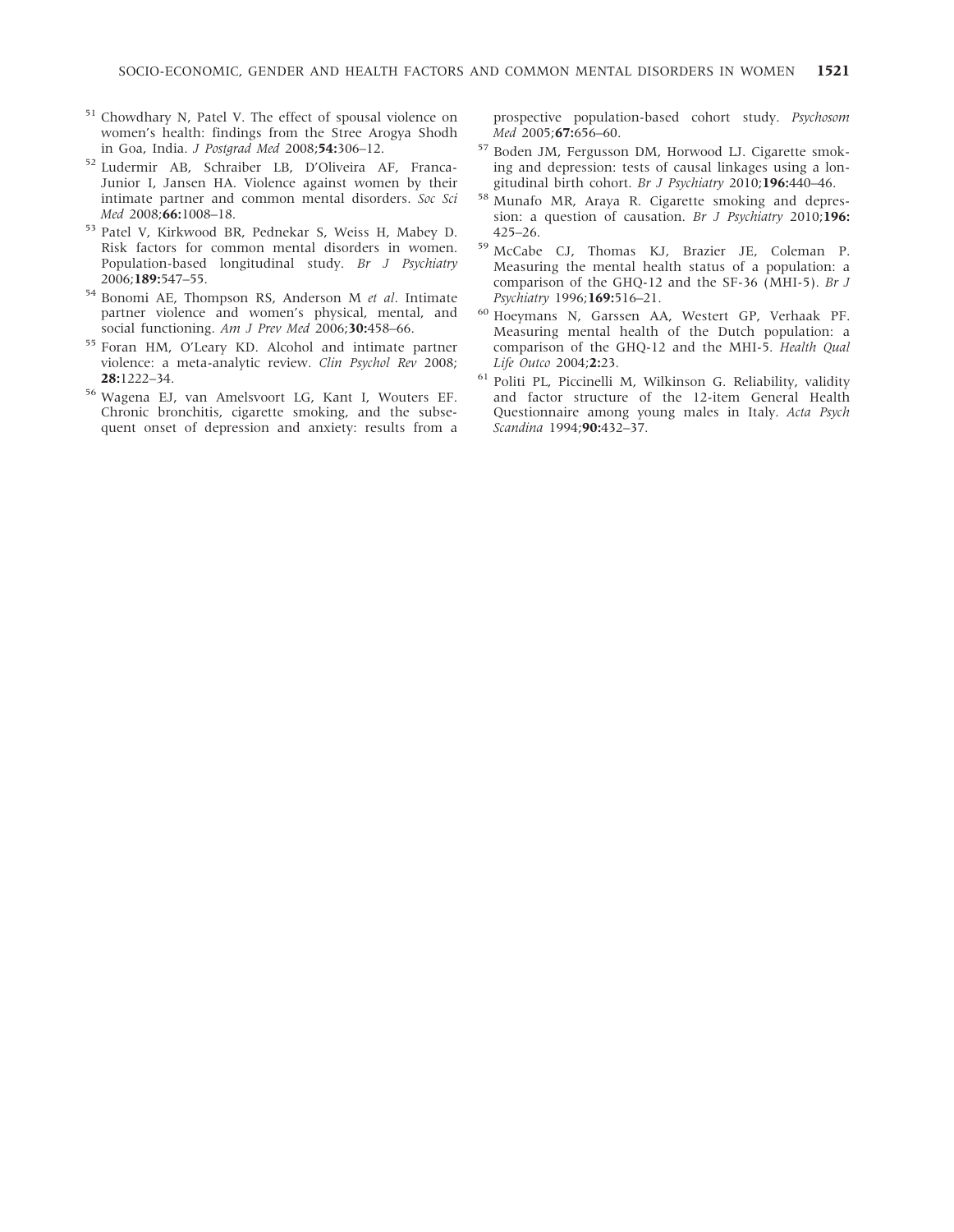51 Chowdhary N, Patel V. The effect of spousal violence on women's health: findings from the Stree Arogya Shodh in Goa, India. *J Postgrad Med* 2008;**54:**306–12.

52 Ludermir AB, Schraiber LB, D'Oliveira AF, Franca-Junior I, Jansen HA. Violence against women by their intimate partner and common mental disorders. *Soc Sci Med* 2008;**66:**1008–18.

53 Patel V, Kirkwood BR, Pednekar S, Weiss H, Mabey D. Risk factors for common mental disorders in women. Population-based longitudinal study. *Br J Psychiatry* 2006;**189:**547–55.

54 Bonomi AE, Thompson RS, Anderson M *et al*. Intimate partner violence and women's physical, mental, and social functioning. *Am J Prev Med* 2006;**30:**458–66.

55 Foran HM, O'Leary KD. Alcohol and intimate partner violence: a meta-analytic review. *Clin Psychol Rev* 2008; **28:**1222–34.

56 Wagena EJ, van Amelsvoort LG, Kant I, Wouters EF. Chronic bronchitis, cigarette smoking, and the subsequent onset of depression and anxiety: results from a prospective population-based cohort study. *Psychosom Med* 2005;**67:**656–60.

57 Boden JM, Fergusson DM, Horwood LJ. Cigarette smoking and depression: tests of causal linkages using a longitudinal birth cohort. *Br J Psychiatry* 2010;**196:**440–46.

58 Munafo MR, Araya R. Cigarette smoking and depression: a question of causation. *Br J Psychiatry* 2010;**196:** 425–26.

59 McCabe CJ, Thomas KJ, Brazier JE, Coleman P. Measuring the mental health status of a population: a comparison of the GHQ-12 and the SF-36 (MHI-5). *Br J Psychiatry* 1996;**169:**516–21.

60 Hoeymans N, Garssen AA, Westert GP, Verhaak PF. Measuring mental health of the Dutch population: a comparison of the GHQ-12 and the MHI-5. *Health Qual Life Outco* 2004;**2:**23.

61 Politi PL, Piccinelli M, Wilkinson G. Reliability, validity and factor structure of the 12-item General Health Questionnaire among young males in Italy. *Acta Psych Scandina* 1994;**90:**432–37.